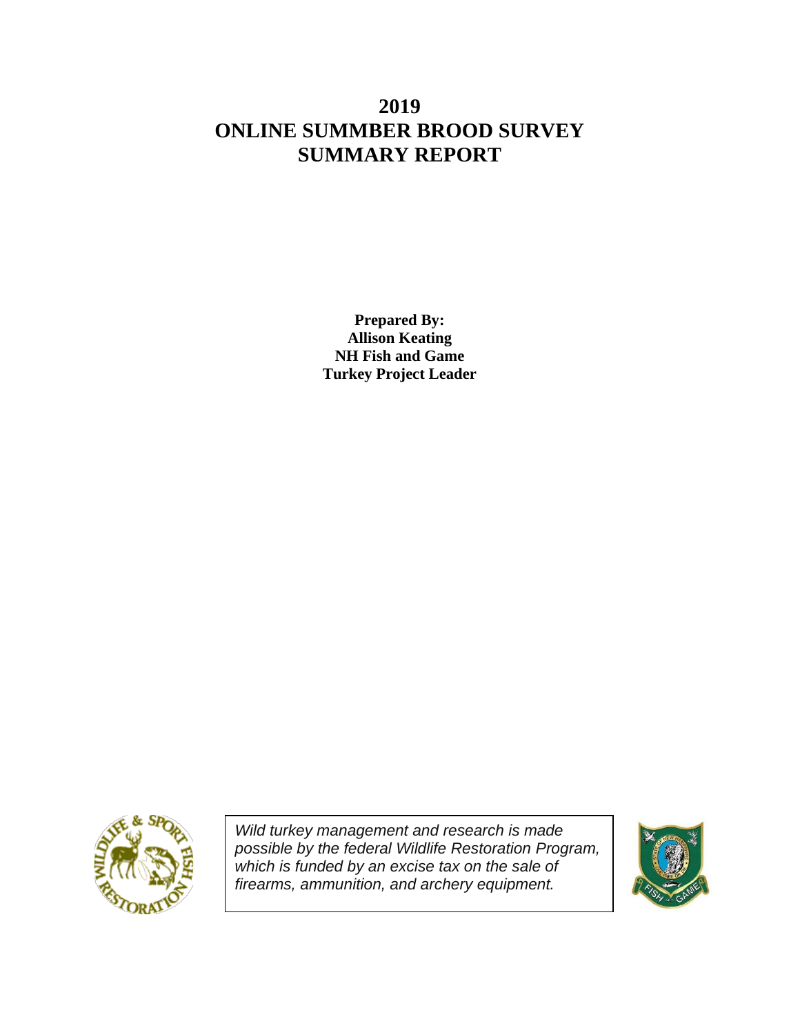# 2019
# ONLINE SUMMBER BROOD SURVEY
# SUMMARY REPORT

**Prepared By:**
**Allison Keating**
**NH Fish and Game**
**Turkey Project Leader**

*Wild turkey management and research is made possible by the federal Wildlife Restoration Program, which is funded by an excise tax on the sale of firearms, ammunition, and archery equipment.*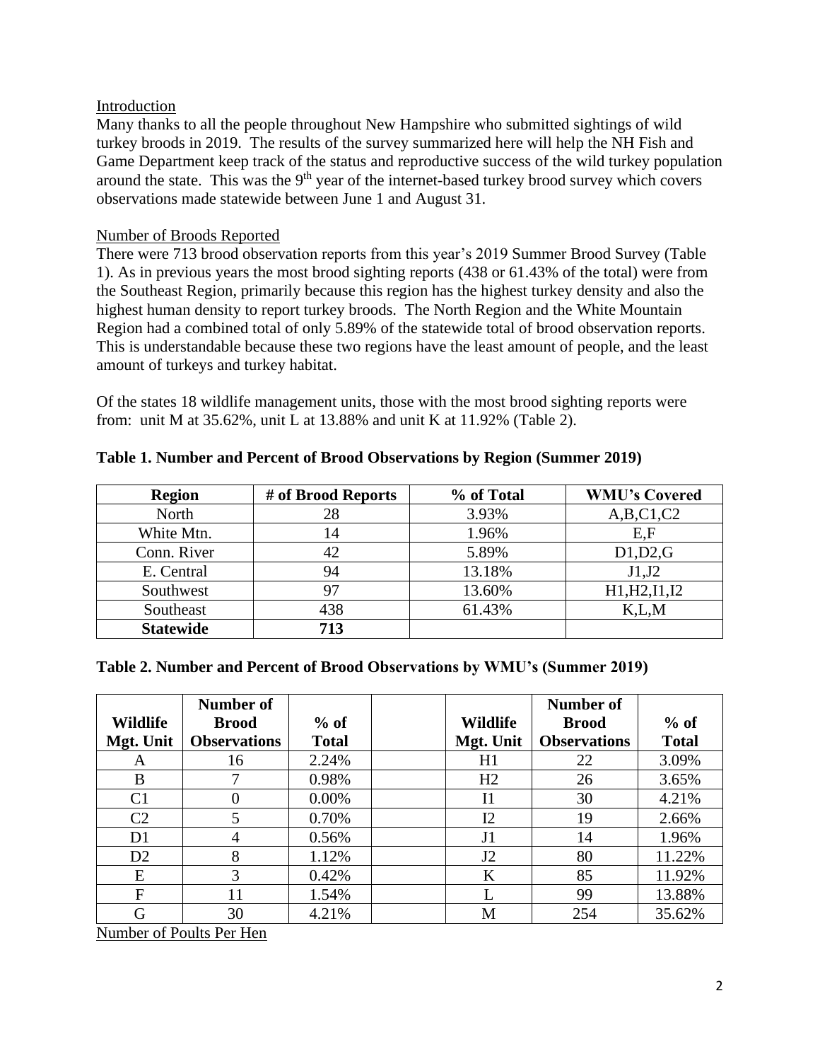## Introduction

Many thanks to all the people throughout New Hampshire who submitted sightings of wild turkey broods in 2019. The results of the survey summarized here will help the NH Fish and Game Department keep track of the status and reproductive success of the wild turkey population around the state. This was the 9th year of the internet-based turkey brood survey which covers observations made statewide between June 1 and August 31.

## Number of Broods Reported

There were 713 brood observation reports from this year's 2019 Summer Brood Survey (Table 1). As in previous years the most brood sighting reports (438 or 61.43% of the total) were from the Southeast Region, primarily because this region has the highest turkey density and also the highest human density to report turkey broods. The North Region and the White Mountain Region had a combined total of only 5.89% of the statewide total of brood observation reports. This is understandable because these two regions have the least amount of people, and the least amount of turkeys and turkey habitat.

Of the states 18 wildlife management units, those with the most brood sighting reports were from: unit M at 35.62%, unit L at 13.88% and unit K at 11.92% (Table 2).

**Table 1. Number and Percent of Brood Observations by Region (Summer 2019)**

| Region | # of Brood Reports | % of Total | WMU's Covered |
|---|---|---|---|
| North | 28 | 3.93% | A,B,C1,C2 |
| White Mtn. | 14 | 1.96% | E,F |
| Conn. River | 42 | 5.89% | D1,D2,G |
| E. Central | 94 | 13.18% | J1,J2 |
| Southwest | 97 | 13.60% | H1,H2,I1,I2 |
| Southeast | 438 | 61.43% | K,L,M |
| **Statewide** | **713** | | |

**Table 2. Number and Percent of Brood Observations by WMU's (Summer 2019)**

| Wildlife Mgt. Unit | Number of Brood Observations | % of Total | | Wildlife Mgt. Unit | Number of Brood Observations | % of Total |
|---|---|---|---|---|---|---|
| A | 16 | 2.24% | | H1 | 22 | 3.09% |
| B | 7 | 0.98% | | H2 | 26 | 3.65% |
| C1 | 0 | 0.00% | | I1 | 30 | 4.21% |
| C2 | 5 | 0.70% | | I2 | 19 | 2.66% |
| D1 | 4 | 0.56% | | J1 | 14 | 1.96% |
| D2 | 8 | 1.12% | | J2 | 80 | 11.22% |
| E | 3 | 0.42% | | K | 85 | 11.92% |
| F | 11 | 1.54% | | L | 99 | 13.88% |
| G | 30 | 4.21% | | M | 254 | 35.62% |

## Number of Poults Per Hen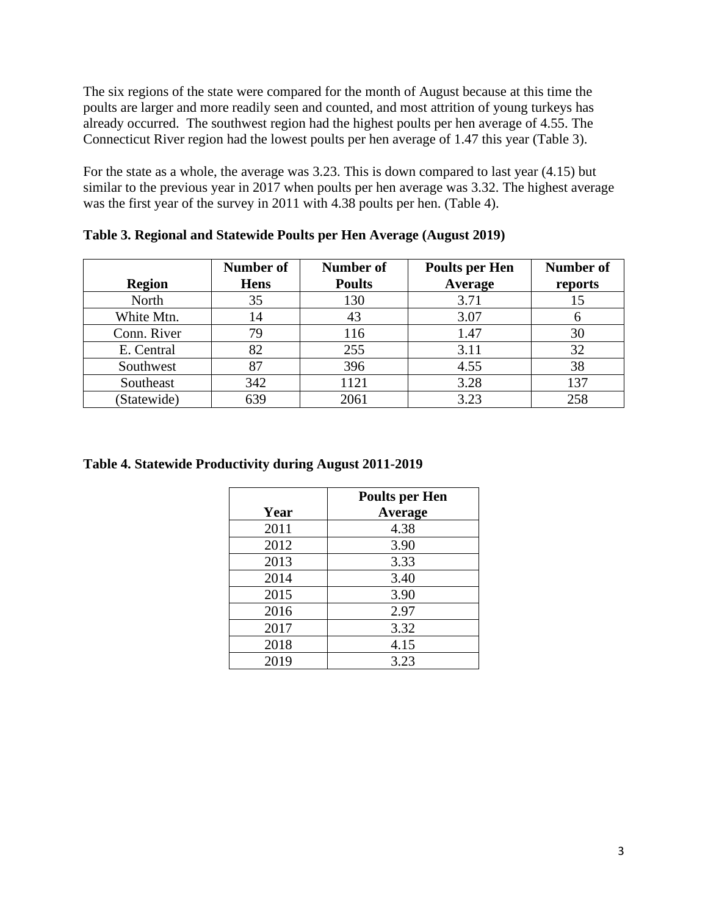The six regions of the state were compared for the month of August because at this time the poults are larger and more readily seen and counted, and most attrition of young turkeys has already occurred. The southwest region had the highest poults per hen average of 4.55. The Connecticut River region had the lowest poults per hen average of 1.47 this year (Table 3).

For the state as a whole, the average was 3.23. This is down compared to last year (4.15) but similar to the previous year in 2017 when poults per hen average was 3.32. The highest average was the first year of the survey in 2011 with 4.38 poults per hen. (Table 4).

**Table 3. Regional and Statewide Poults per Hen Average (August 2019)**

| Region | Number of Hens | Number of Poults | Poults per Hen Average | Number of reports |
|---|---|---|---|---|
| North | 35 | 130 | 3.71 | 15 |
| White Mtn. | 14 | 43 | 3.07 | 6 |
| Conn. River | 79 | 116 | 1.47 | 30 |
| E. Central | 82 | 255 | 3.11 | 32 |
| Southwest | 87 | 396 | 4.55 | 38 |
| Southeast | 342 | 1121 | 3.28 | 137 |
| (Statewide) | 639 | 2061 | 3.23 | 258 |

**Table 4. Statewide Productivity during August 2011-2019**

| Year | Poults per Hen Average |
|---|---|
| 2011 | 4.38 |
| 2012 | 3.90 |
| 2013 | 3.33 |
| 2014 | 3.40 |
| 2015 | 3.90 |
| 2016 | 2.97 |
| 2017 | 3.32 |
| 2018 | 4.15 |
| 2019 | 3.23 |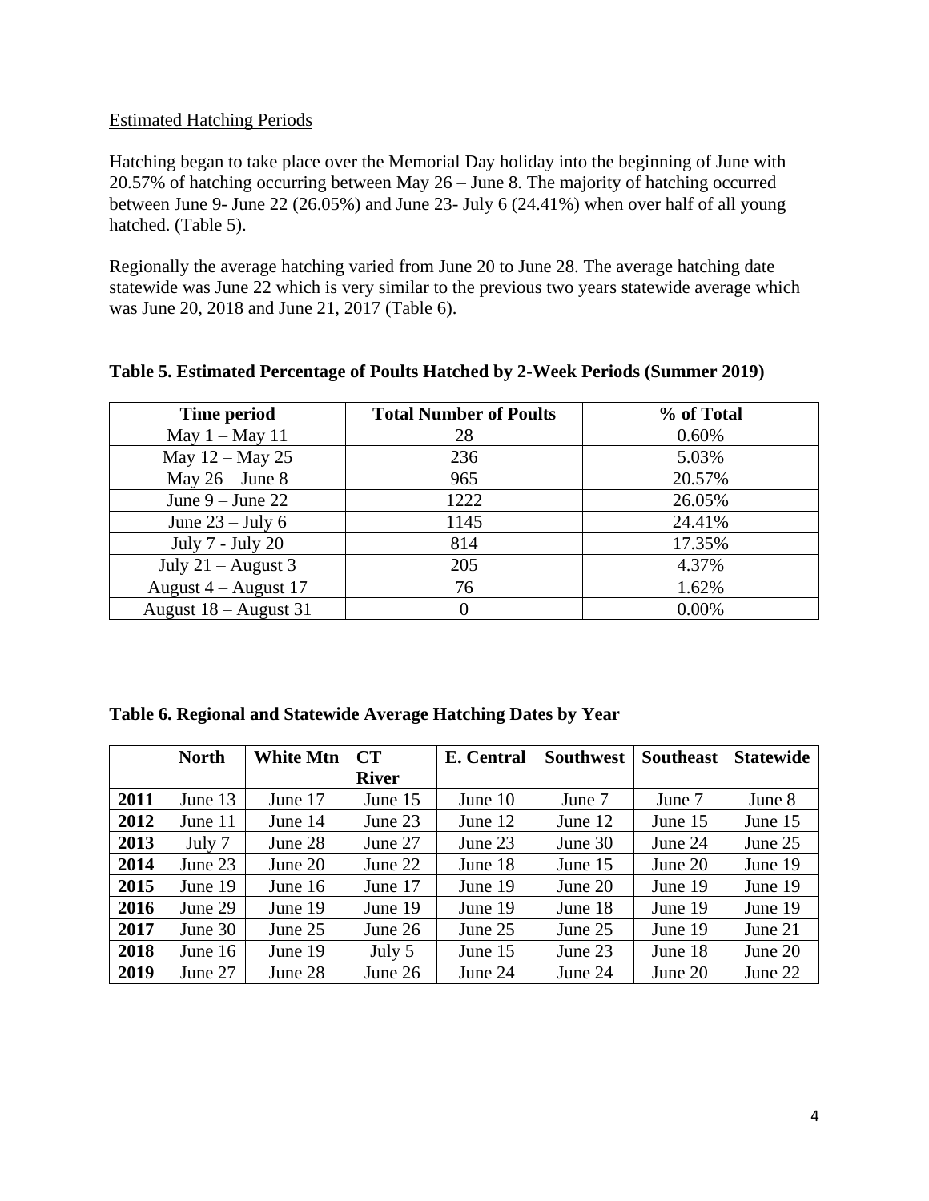Estimated Hatching Periods

Hatching began to take place over the Memorial Day holiday into the beginning of June with 20.57% of hatching occurring between May 26 – June 8. The majority of hatching occurred between June 9- June 22 (26.05%) and June 23- July 6 (24.41%) when over half of all young hatched. (Table 5).

Regionally the average hatching varied from June 20 to June 28. The average hatching date statewide was June 22 which is very similar to the previous two years statewide average which was June 20, 2018 and June 21, 2017 (Table 6).

**Table 5. Estimated Percentage of Poults Hatched by 2-Week Periods (Summer 2019)**

| Time period | Total Number of Poults | % of Total |
|---|---|---|
| May 1 – May 11 | 28 | 0.60% |
| May 12 – May 25 | 236 | 5.03% |
| May 26 – June 8 | 965 | 20.57% |
| June 9 – June 22 | 1222 | 26.05% |
| June 23 – July 6 | 1145 | 24.41% |
| July 7 - July 20 | 814 | 17.35% |
| July 21 – August 3 | 205 | 4.37% |
| August 4 – August 17 | 76 | 1.62% |
| August 18 – August 31 | 0 | 0.00% |

**Table 6. Regional and Statewide Average Hatching Dates by Year**

| | North | White Mtn | CT River | E. Central | Southwest | Southeast | Statewide |
|---|---|---|---|---|---|---|---|
| **2011** | June 13 | June 17 | June 15 | June 10 | June 7 | June 7 | June 8 |
| **2012** | June 11 | June 14 | June 23 | June 12 | June 12 | June 15 | June 15 |
| **2013** | July 7 | June 28 | June 27 | June 23 | June 30 | June 24 | June 25 |
| **2014** | June 23 | June 20 | June 22 | June 18 | June 15 | June 20 | June 19 |
| **2015** | June 19 | June 16 | June 17 | June 19 | June 20 | June 19 | June 19 |
| **2016** | June 29 | June 19 | June 19 | June 19 | June 18 | June 19 | June 19 |
| **2017** | June 30 | June 25 | June 26 | June 25 | June 25 | June 19 | June 21 |
| **2018** | June 16 | June 19 | July 5 | June 15 | June 23 | June 18 | June 20 |
| **2019** | June 27 | June 28 | June 26 | June 24 | June 24 | June 20 | June 22 |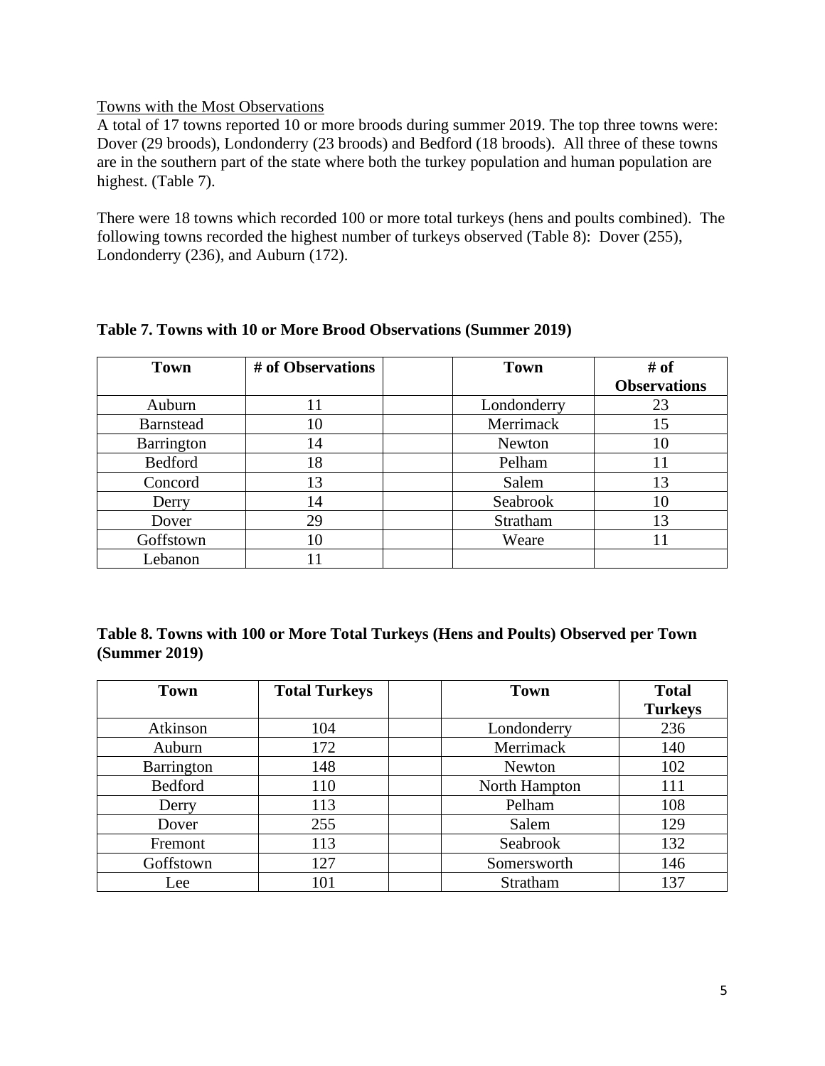Towns with the Most Observations

A total of 17 towns reported 10 or more broods during summer 2019. The top three towns were: Dover (29 broods), Londonderry (23 broods) and Bedford (18 broods). All three of these towns are in the southern part of the state where both the turkey population and human population are highest. (Table 7).

There were 18 towns which recorded 100 or more total turkeys (hens and poults combined). The following towns recorded the highest number of turkeys observed (Table 8): Dover (255), Londonderry (236), and Auburn (172).

**Table 7. Towns with 10 or More Brood Observations (Summer 2019)**

| Town | # of Observations | | Town | # of Observations |
|---|---|---|---|---|
| Auburn | 11 | | Londonderry | 23 |
| Barnstead | 10 | | Merrimack | 15 |
| Barrington | 14 | | Newton | 10 |
| Bedford | 18 | | Pelham | 11 |
| Concord | 13 | | Salem | 13 |
| Derry | 14 | | Seabrook | 10 |
| Dover | 29 | | Stratham | 13 |
| Goffstown | 10 | | Weare | 11 |
| Lebanon | 11 | | | |

**Table 8. Towns with 100 or More Total Turkeys (Hens and Poults) Observed per Town (Summer 2019)**

| Town | Total Turkeys | | Town | Total Turkeys |
|---|---|---|---|---|
| Atkinson | 104 | | Londonderry | 236 |
| Auburn | 172 | | Merrimack | 140 |
| Barrington | 148 | | Newton | 102 |
| Bedford | 110 | | North Hampton | 111 |
| Derry | 113 | | Pelham | 108 |
| Dover | 255 | | Salem | 129 |
| Fremont | 113 | | Seabrook | 132 |
| Goffstown | 127 | | Somersworth | 146 |
| Lee | 101 | | Stratham | 137 |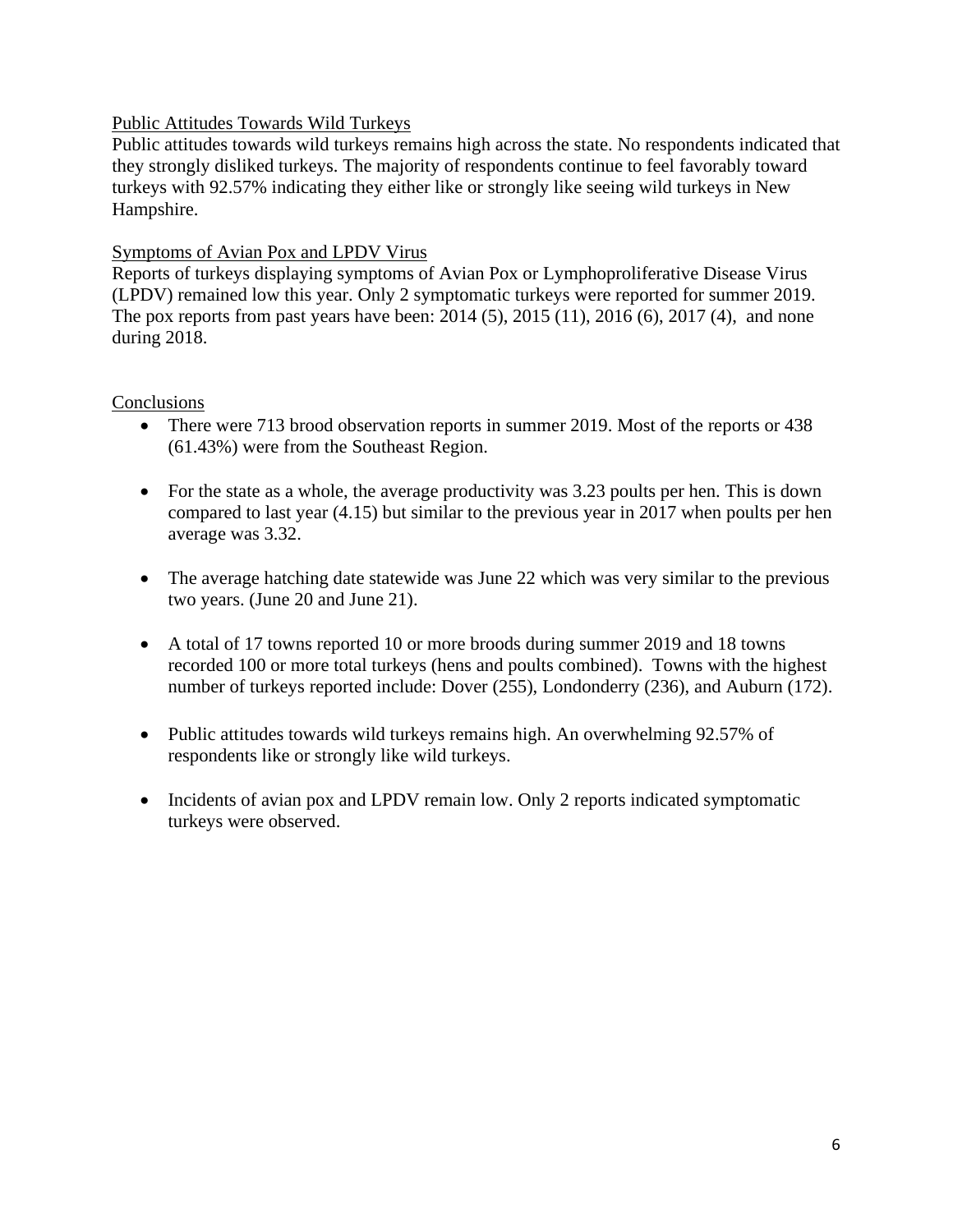## Public Attitudes Towards Wild Turkeys

Public attitudes towards wild turkeys remains high across the state. No respondents indicated that they strongly disliked turkeys. The majority of respondents continue to feel favorably toward turkeys with 92.57% indicating they either like or strongly like seeing wild turkeys in New Hampshire.

## Symptoms of Avian Pox and LPDV Virus

Reports of turkeys displaying symptoms of Avian Pox or Lymphoproliferative Disease Virus (LPDV) remained low this year. Only 2 symptomatic turkeys were reported for summer 2019. The pox reports from past years have been: 2014 (5), 2015 (11), 2016 (6), 2017 (4), and none during 2018.

## Conclusions

- There were 713 brood observation reports in summer 2019. Most of the reports or 438 (61.43%) were from the Southeast Region.
- For the state as a whole, the average productivity was 3.23 poults per hen. This is down compared to last year (4.15) but similar to the previous year in 2017 when poults per hen average was 3.32.
- The average hatching date statewide was June 22 which was very similar to the previous two years. (June 20 and June 21).
- A total of 17 towns reported 10 or more broods during summer 2019 and 18 towns recorded 100 or more total turkeys (hens and poults combined). Towns with the highest number of turkeys reported include: Dover (255), Londonderry (236), and Auburn (172).
- Public attitudes towards wild turkeys remains high. An overwhelming 92.57% of respondents like or strongly like wild turkeys.
- Incidents of avian pox and LPDV remain low. Only 2 reports indicated symptomatic turkeys were observed.